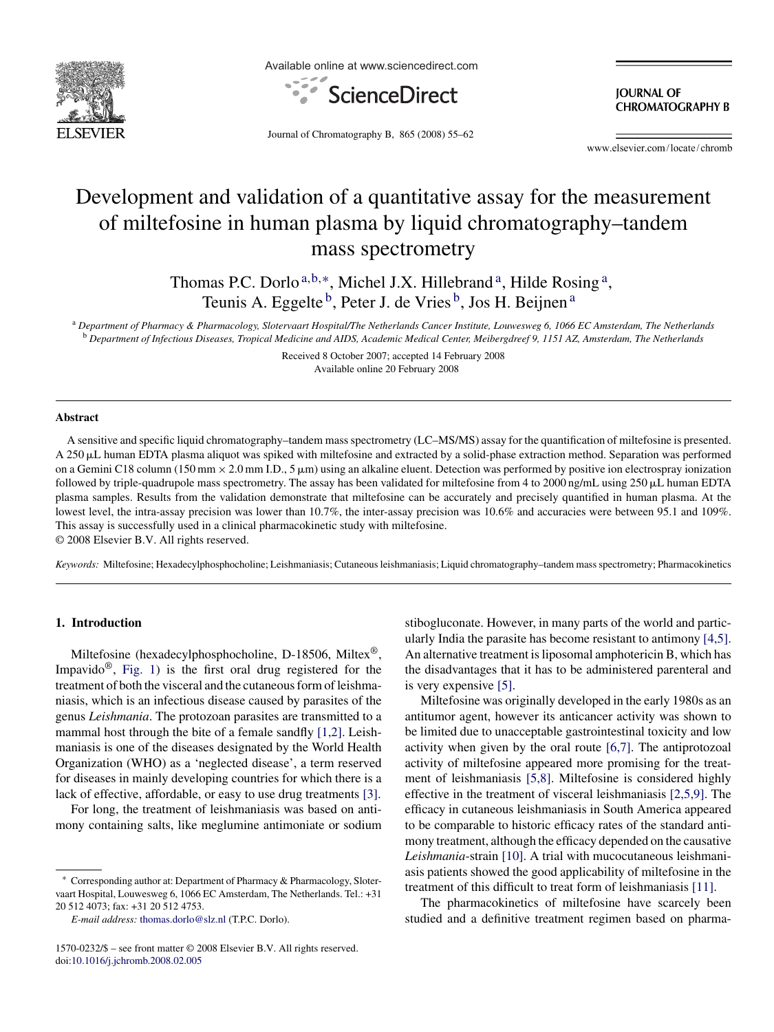# Development and validation of a quantitative assay for the measurement of miltefosine in human plasma by liquid chromatography–tandem mass spectrometry

Thomas P.C. Dorlo [a,b,*], Michel J.X. Hillebrand [a], Hilde Rosing [a], Teunis A. Eggelte [b], Peter J. de Vries [b], Jos H. Beijnen [a]

[a] *Department of Pharmacy & Pharmacology, Slotervaart Hospital/The Netherlands Cancer Institute, Louwesweg 6, 1066 EC Amsterdam, The Netherlands*
[b] *Department of Infectious Diseases, Tropical Medicine and AIDS, Academic Medical Center, Meibergdreef 9, 1151 AZ, Amsterdam, The Netherlands*

Received 8 October 2007; accepted 14 February 2008
Available online 20 February 2008

## Abstract

A sensitive and specific liquid chromatography–tandem mass spectrometry (LC–MS/MS) assay for the quantification of miltefosine is presented. A 250 μL human EDTA plasma aliquot was spiked with miltefosine and extracted by a solid-phase extraction method. Separation was performed on a Gemini C18 column (150 mm × 2.0 mm I.D., 5 μm) using an alkaline eluent. Detection was performed by positive ion electrospray ionization followed by triple-quadrupole mass spectrometry. The assay has been validated for miltefosine from 4 to 2000 ng/mL using 250 μL human EDTA plasma samples. Results from the validation demonstrate that miltefosine can be accurately and precisely quantified in human plasma. At the lowest level, the intra-assay precision was lower than 10.7%, the inter-assay precision was 10.6% and accuracies were between 95.1 and 109%. This assay is successfully used in a clinical pharmacokinetic study with miltefosine.

© 2008 Elsevier B.V. All rights reserved.

*Keywords:* Miltefosine; Hexadecylphosphocholine; Leishmaniasis; Cutaneous leishmaniasis; Liquid chromatography–tandem mass spectrometry; Pharmacokinetics

## 1. Introduction

Miltefosine (hexadecylphosphocholine, D-18506, Miltex®, Impavido®, Fig. 1) is the first oral drug registered for the treatment of both the visceral and the cutaneous form of leishmaniasis, which is an infectious disease caused by parasites of the genus *Leishmania*. The protozoan parasites are transmitted to a mammal host through the bite of a female sandfly [1,2]. Leishmaniasis is one of the diseases designated by the World Health Organization (WHO) as a 'neglected disease', a term reserved for diseases in mainly developing countries for which there is a lack of effective, affordable, or easy to use drug treatments [3].

For long, the treatment of leishmaniasis was based on antimony containing salts, like meglumine antimoniate or sodium stibogluconate. However, in many parts of the world and particularly India the parasite has become resistant to antimony [4,5]. An alternative treatment is liposomal amphotericin B, which has the disadvantages that it has to be administered parenteral and is very expensive [5].

Miltefosine was originally developed in the early 1980s as an antitumor agent, however its anticancer activity was shown to be limited due to unacceptable gastrointestinal toxicity and low activity when given by the oral route [6,7]. The antiprotozoal activity of miltefosine appeared more promising for the treatment of leishmaniasis [5,8]. Miltefosine is considered highly effective in the treatment of visceral leishmaniasis [2,5,9]. The efficacy in cutaneous leishmaniasis in South America appeared to be comparable to historic efficacy rates of the standard antimony treatment, although the efficacy depended on the causative *Leishmania*-strain [10]. A trial with mucocutaneous leishmaniasis patients showed the good applicability of miltefosine in the treatment of this difficult to treat form of leishmaniasis [11].

The pharmacokinetics of miltefosine have scarcely been studied and a definitive treatment regimen based on pharma-

\* Corresponding author at: Department of Pharmacy & Pharmacology, Slotervaart Hospital, Louwesweg 6, 1066 EC Amsterdam, The Netherlands. Tel.: +31 20 512 4073; fax: +31 20 512 4753.

*E-mail address:* thomas.dorlo@slz.nl (T.P.C. Dorlo).

1570-0232/$ – see front matter © 2008 Elsevier B.V. All rights reserved.
doi:10.1016/j.jchromb.2008.02.005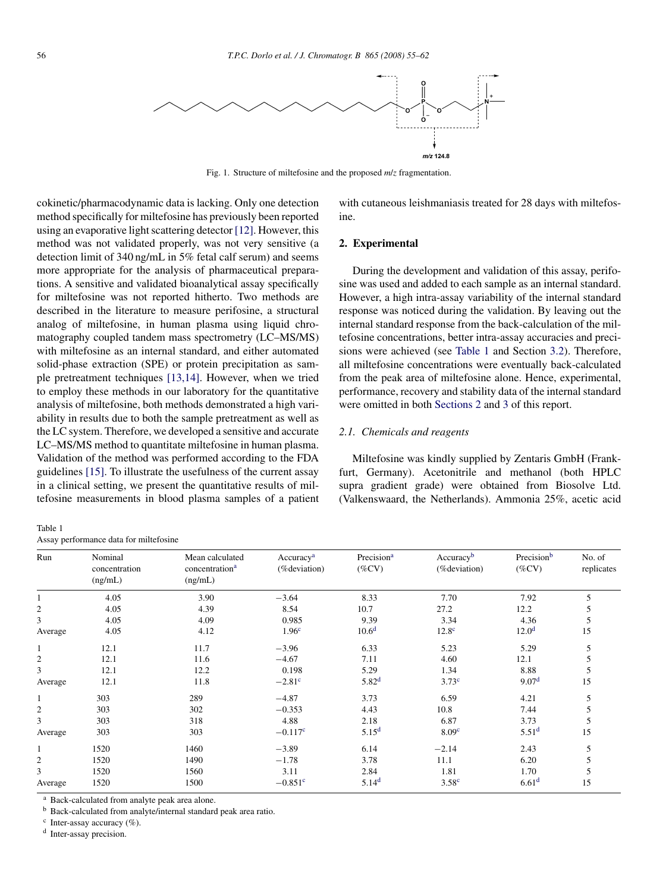Fig. 1. Structure of miltefosine and the proposed *m/z* fragmentation.

cokinetic/pharmacodynamic data is lacking. Only one detection method specifically for miltefosine has previously been reported using an evaporative light scattering detector [12]. However, this method was not validated properly, was not very sensitive (a detection limit of 340 ng/mL in 5% fetal calf serum) and seems more appropriate for the analysis of pharmaceutical preparations. A sensitive and validated bioanalytical assay specifically for miltefosine was not reported hitherto. Two methods are described in the literature to measure perifosine, a structural analog of miltefosine, in human plasma using liquid chromatography coupled tandem mass spectrometry (LC–MS/MS) with miltefosine as an internal standard, and either automated solid-phase extraction (SPE) or protein precipitation as sample pretreatment techniques [13,14]. However, when we tried to employ these methods in our laboratory for the quantitative analysis of miltefosine, both methods demonstrated a high variability in results due to both the sample pretreatment as well as the LC system. Therefore, we developed a sensitive and accurate LC–MS/MS method to quantitate miltefosine in human plasma. Validation of the method was performed according to the FDA guidelines [15]. To illustrate the usefulness of the current assay in a clinical setting, we present the quantitative results of miltefosine measurements in blood plasma samples of a patient with cutaneous leishmaniasis treated for 28 days with miltefosine.

## 2. Experimental

During the development and validation of this assay, perifosine was used and added to each sample as an internal standard. However, a high intra-assay variability of the internal standard response was noticed during the validation. By leaving out the internal standard response from the back-calculation of the miltefosine concentrations, better intra-assay accuracies and precisions were achieved (see Table 1 and Section 3.2). Therefore, all miltefosine concentrations were eventually back-calculated from the peak area of miltefosine alone. Hence, experimental, performance, recovery and stability data of the internal standard were omitted in both Sections 2 and 3 of this report.

### 2.1. Chemicals and reagents

Miltefosine was kindly supplied by Zentaris GmbH (Frankfurt, Germany). Acetonitrile and methanol (both HPLC supra gradient grade) were obtained from Biosolve Ltd. (Valkenswaard, the Netherlands). Ammonia 25%, acetic acid

Table 1
Assay performance data for miltefosine

| Run | Nominal concentration (ng/mL) | Mean calculated concentration[a] (ng/mL) | Accuracy[a] (%deviation) | Precision[a] (%CV) | Accuracy[b] (%deviation) | Precision[b] (%CV) | No. of replicates |
|---|---|---|---|---|---|---|---|
| 1 | 4.05 | 3.90 | −3.64 | 8.33 | 7.70 | 7.92 | 5 |
| 2 | 4.05 | 4.39 | 8.54 | 10.7 | 27.2 | 12.2 | 5 |
| 3 | 4.05 | 4.09 | 0.985 | 9.39 | 3.34 | 4.36 | 5 |
| Average | 4.05 | 4.12 | 1.96[c] | 10.6[d] | 12.8[c] | 12.0[d] | 15 |
| 1 | 12.1 | 11.7 | −3.96 | 6.33 | 5.23 | 5.29 | 5 |
| 2 | 12.1 | 11.6 | −4.67 | 7.11 | 4.60 | 12.1 | 5 |
| 3 | 12.1 | 12.2 | 0.198 | 5.29 | 1.34 | 8.88 | 5 |
| Average | 12.1 | 11.8 | −2.81[c] | 5.82[d] | 3.73[c] | 9.07[d] | 15 |
| 1 | 303 | 289 | −4.87 | 3.73 | 6.59 | 4.21 | 5 |
| 2 | 303 | 302 | −0.353 | 4.43 | 10.8 | 7.44 | 5 |
| 3 | 303 | 318 | 4.88 | 2.18 | 6.87 | 3.73 | 5 |
| Average | 303 | 303 | −0.117[c] | 5.15[d] | 8.09[c] | 5.51[d] | 15 |
| 1 | 1520 | 1460 | −3.89 | 6.14 | −2.14 | 2.43 | 5 |
| 2 | 1520 | 1490 | −1.78 | 3.78 | 11.1 | 6.20 | 5 |
| 3 | 1520 | 1560 | 3.11 | 2.84 | 1.81 | 1.70 | 5 |
| Average | 1520 | 1500 | −0.851[c] | 5.14[d] | 3.58[c] | 6.61[d] | 15 |

[a] Back-calculated from analyte peak area alone.
[b] Back-calculated from analyte/internal standard peak area ratio.
[c] Inter-assay accuracy (%).
[d] Inter-assay precision.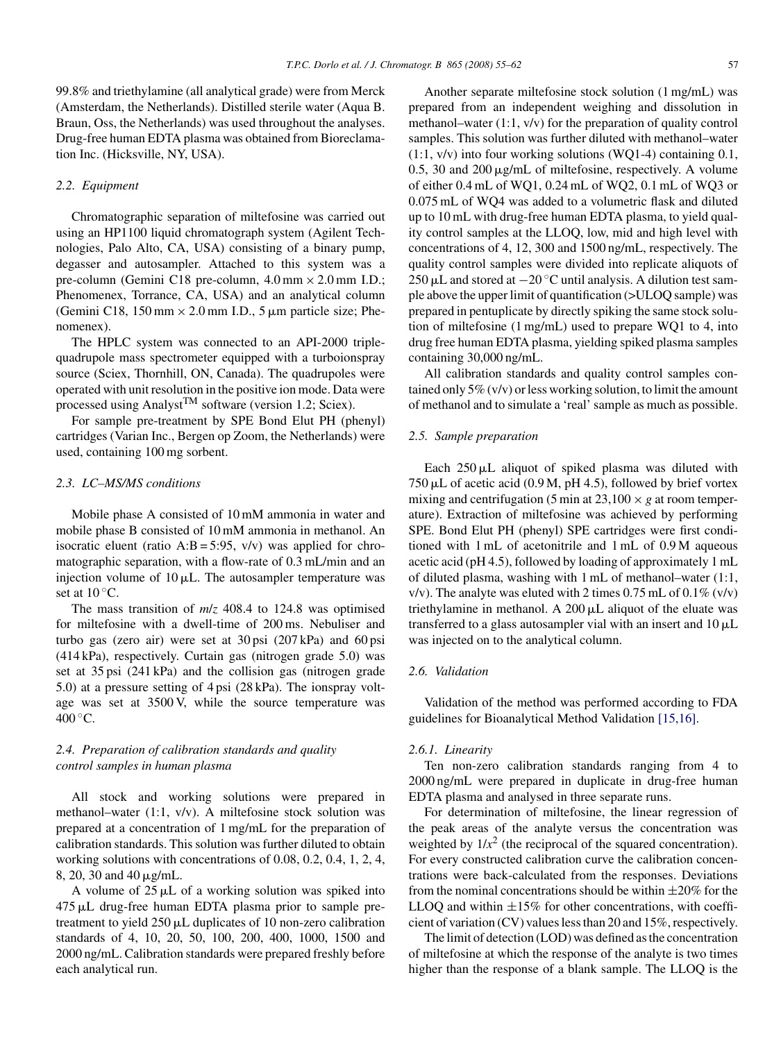99.8% and triethylamine (all analytical grade) were from Merck (Amsterdam, the Netherlands). Distilled sterile water (Aqua B. Braun, Oss, the Netherlands) was used throughout the analyses. Drug-free human EDTA plasma was obtained from Bioreclamation Inc. (Hicksville, NY, USA).

### 2.2. Equipment

Chromatographic separation of miltefosine was carried out using an HP1100 liquid chromatograph system (Agilent Technologies, Palo Alto, CA, USA) consisting of a binary pump, degasser and autosampler. Attached to this system was a pre-column (Gemini C18 pre-column, 4.0 mm × 2.0 mm I.D.; Phenomenex, Torrance, CA, USA) and an analytical column (Gemini C18, 150 mm × 2.0 mm I.D., 5 μm particle size; Phenomenex).

The HPLC system was connected to an API-2000 triple-quadrupole mass spectrometer equipped with a turboionspray source (Sciex, Thornhill, ON, Canada). The quadrupoles were operated with unit resolution in the positive ion mode. Data were processed using Analyst™ software (version 1.2; Sciex).

For sample pre-treatment by SPE Bond Elut PH (phenyl) cartridges (Varian Inc., Bergen op Zoom, the Netherlands) were used, containing 100 mg sorbent.

### 2.3. LC–MS/MS conditions

Mobile phase A consisted of 10 mM ammonia in water and mobile phase B consisted of 10 mM ammonia in methanol. An isocratic eluent (ratio A:B = 5:95, v/v) was applied for chromatographic separation, with a flow-rate of 0.3 mL/min and an injection volume of 10 μL. The autosampler temperature was set at 10 °C.

The mass transition of *m/z* 408.4 to 124.8 was optimised for miltefosine with a dwell-time of 200 ms. Nebuliser and turbo gas (zero air) were set at 30 psi (207 kPa) and 60 psi (414 kPa), respectively. Curtain gas (nitrogen grade 5.0) was set at 35 psi (241 kPa) and the collision gas (nitrogen grade 5.0) at a pressure setting of 4 psi (28 kPa). The ionspray voltage was set at 3500 V, while the source temperature was 400 °C.

### 2.4. Preparation of calibration standards and quality control samples in human plasma

All stock and working solutions were prepared in methanol–water (1:1, v/v). A miltefosine stock solution was prepared at a concentration of 1 mg/mL for the preparation of calibration standards. This solution was further diluted to obtain working solutions with concentrations of 0.08, 0.2, 0.4, 1, 2, 4, 8, 20, 30 and 40 μg/mL.

A volume of 25 μL of a working solution was spiked into 475 μL drug-free human EDTA plasma prior to sample pre-treatment to yield 250 μL duplicates of 10 non-zero calibration standards of 4, 10, 20, 50, 100, 200, 400, 1000, 1500 and 2000 ng/mL. Calibration standards were prepared freshly before each analytical run.

Another separate miltefosine stock solution (1 mg/mL) was prepared from an independent weighing and dissolution in methanol–water (1:1, v/v) for the preparation of quality control samples. This solution was further diluted with methanol–water (1:1, v/v) into four working solutions (WQ1-4) containing 0.1, 0.5, 30 and 200 μg/mL of miltefosine, respectively. A volume of either 0.4 mL of WQ1, 0.24 mL of WQ2, 0.1 mL of WQ3 or 0.075 mL of WQ4 was added to a volumetric flask and diluted up to 10 mL with drug-free human EDTA plasma, to yield quality control samples at the LLOQ, low, mid and high level with concentrations of 4, 12, 300 and 1500 ng/mL, respectively. The quality control samples were divided into replicate aliquots of 250 μL and stored at −20 °C until analysis. A dilution test sample above the upper limit of quantification (>ULOQ sample) was prepared in pentuplicate by directly spiking the same stock solution of miltefosine (1 mg/mL) used to prepare WQ1 to 4, into drug free human EDTA plasma, yielding spiked plasma samples containing 30,000 ng/mL.

All calibration standards and quality control samples contained only 5% (v/v) or less working solution, to limit the amount of methanol and to simulate a 'real' sample as much as possible.

### 2.5. Sample preparation

Each 250 μL aliquot of spiked plasma was diluted with 750 μL of acetic acid (0.9 M, pH 4.5), followed by brief vortex mixing and centrifugation (5 min at 23,100 × *g* at room temperature). Extraction of miltefosine was achieved by performing SPE. Bond Elut PH (phenyl) SPE cartridges were first conditioned with 1 mL of acetonitrile and 1 mL of 0.9 M aqueous acetic acid (pH 4.5), followed by loading of approximately 1 mL of diluted plasma, washing with 1 mL of methanol–water (1:1, v/v). The analyte was eluted with 2 times 0.75 mL of 0.1% (v/v) triethylamine in methanol. A 200 μL aliquot of the eluate was transferred to a glass autosampler vial with an insert and 10 μL was injected on to the analytical column.

### 2.6. Validation

Validation of the method was performed according to FDA guidelines for Bioanalytical Method Validation [15,16].

#### 2.6.1. Linearity

Ten non-zero calibration standards ranging from 4 to 2000 ng/mL were prepared in duplicate in drug-free human EDTA plasma and analysed in three separate runs.

For determination of miltefosine, the linear regression of the peak areas of the analyte versus the concentration was weighted by $1/x^2$ (the reciprocal of the squared concentration). For every constructed calibration curve the calibration concentrations were back-calculated from the responses. Deviations from the nominal concentrations should be within ±20% for the LLOQ and within ±15% for other concentrations, with coefficient of variation (CV) values less than 20 and 15%, respectively.

The limit of detection (LOD) was defined as the concentration of miltefosine at which the response of the analyte is two times higher than the response of a blank sample. The LLOQ is the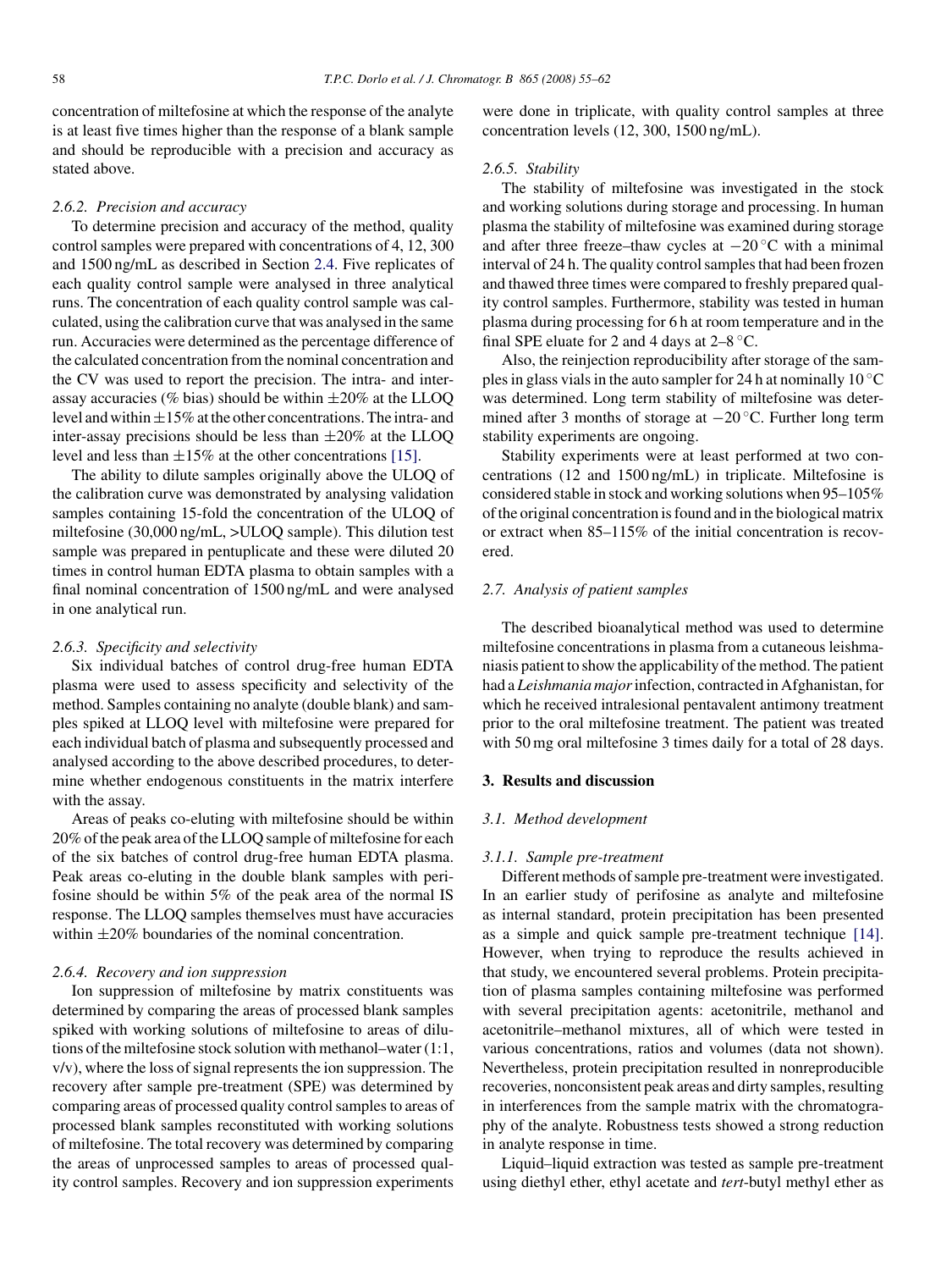concentration of miltefosine at which the response of the analyte is at least five times higher than the response of a blank sample and should be reproducible with a precision and accuracy as stated above.

#### 2.6.2. Precision and accuracy

To determine precision and accuracy of the method, quality control samples were prepared with concentrations of 4, 12, 300 and 1500 ng/mL as described in Section 2.4. Five replicates of each quality control sample were analysed in three analytical runs. The concentration of each quality control sample was calculated, using the calibration curve that was analysed in the same run. Accuracies were determined as the percentage difference of the calculated concentration from the nominal concentration and the CV was used to report the precision. The intra- and inter-assay accuracies (% bias) should be within ±20% at the LLOQ level and within ±15% at the other concentrations. The intra- and inter-assay precisions should be less than ±20% at the LLOQ level and less than ±15% at the other concentrations [15].

The ability to dilute samples originally above the ULOQ of the calibration curve was demonstrated by analysing validation samples containing 15-fold the concentration of the ULOQ of miltefosine (30,000 ng/mL, >ULOQ sample). This dilution test sample was prepared in pentuplicate and these were diluted 20 times in control human EDTA plasma to obtain samples with a final nominal concentration of 1500 ng/mL and were analysed in one analytical run.

#### 2.6.3. Specificity and selectivity

Six individual batches of control drug-free human EDTA plasma were used to assess specificity and selectivity of the method. Samples containing no analyte (double blank) and samples spiked at LLOQ level with miltefosine were prepared for each individual batch of plasma and subsequently processed and analysed according to the above described procedures, to determine whether endogenous constituents in the matrix interfere with the assay.

Areas of peaks co-eluting with miltefosine should be within 20% of the peak area of the LLOQ sample of miltefosine for each of the six batches of control drug-free human EDTA plasma. Peak areas co-eluting in the double blank samples with perifosine should be within 5% of the peak area of the normal IS response. The LLOQ samples themselves must have accuracies within ±20% boundaries of the nominal concentration.

#### 2.6.4. Recovery and ion suppression

Ion suppression of miltefosine by matrix constituents was determined by comparing the areas of processed blank samples spiked with working solutions of miltefosine to areas of dilutions of the miltefosine stock solution with methanol–water (1:1, v/v), where the loss of signal represents the ion suppression. The recovery after sample pre-treatment (SPE) was determined by comparing areas of processed quality control samples to areas of processed blank samples reconstituted with working solutions of miltefosine. The total recovery was determined by comparing the areas of unprocessed samples to areas of processed quality control samples. Recovery and ion suppression experiments were done in triplicate, with quality control samples at three concentration levels (12, 300, 1500 ng/mL).

#### 2.6.5. Stability

The stability of miltefosine was investigated in the stock and working solutions during storage and processing. In human plasma the stability of miltefosine was examined during storage and after three freeze–thaw cycles at −20 °C with a minimal interval of 24 h. The quality control samples that had been frozen and thawed three times were compared to freshly prepared quality control samples. Furthermore, stability was tested in human plasma during processing for 6 h at room temperature and in the final SPE eluate for 2 and 4 days at 2–8 °C.

Also, the reinjection reproducibility after storage of the samples in glass vials in the auto sampler for 24 h at nominally 10 °C was determined. Long term stability of miltefosine was determined after 3 months of storage at −20 °C. Further long term stability experiments are ongoing.

Stability experiments were at least performed at two concentrations (12 and 1500 ng/mL) in triplicate. Miltefosine is considered stable in stock and working solutions when 95–105% of the original concentration is found and in the biological matrix or extract when 85–115% of the initial concentration is recovered.

### 2.7. Analysis of patient samples

The described bioanalytical method was used to determine miltefosine concentrations in plasma from a cutaneous leishmaniasis patient to show the applicability of the method. The patient had a *Leishmania major* infection, contracted in Afghanistan, for which he received intralesional pentavalent antimony treatment prior to the oral miltefosine treatment. The patient was treated with 50 mg oral miltefosine 3 times daily for a total of 28 days.

## 3. Results and discussion

### 3.1. Method development

#### 3.1.1. Sample pre-treatment

Different methods of sample pre-treatment were investigated. In an earlier study of perifosine as analyte and miltefosine as internal standard, protein precipitation has been presented as a simple and quick sample pre-treatment technique [14]. However, when trying to reproduce the results achieved in that study, we encountered several problems. Protein precipitation of plasma samples containing miltefosine was performed with several precipitation agents: acetonitrile, methanol and acetonitrile–methanol mixtures, all of which were tested in various concentrations, ratios and volumes (data not shown). Nevertheless, protein precipitation resulted in nonreproducible recoveries, nonconsistent peak areas and dirty samples, resulting in interferences from the sample matrix with the chromatography of the analyte. Robustness tests showed a strong reduction in analyte response in time.

Liquid–liquid extraction was tested as sample pre-treatment using diethyl ether, ethyl acetate and *tert*-butyl methyl ether as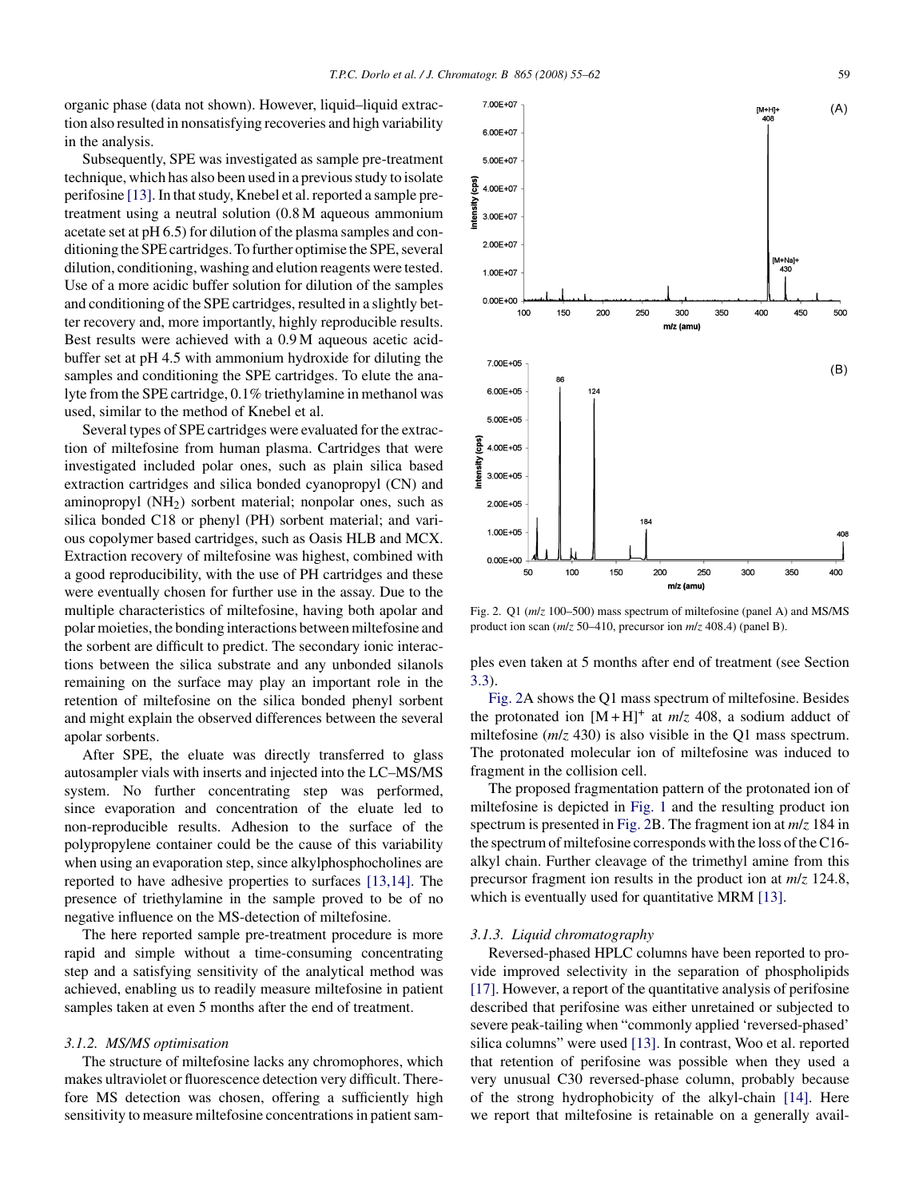organic phase (data not shown). However, liquid–liquid extraction also resulted in nonsatisfying recoveries and high variability in the analysis.

Subsequently, SPE was investigated as sample pre-treatment technique, which has also been used in a previous study to isolate perifosine [13]. In that study, Knebel et al. reported a sample pre-treatment using a neutral solution (0.8 M aqueous ammonium acetate set at pH 6.5) for dilution of the plasma samples and conditioning the SPE cartridges. To further optimise the SPE, several dilution, conditioning, washing and elution reagents were tested. Use of a more acidic buffer solution for dilution of the samples and conditioning of the SPE cartridges, resulted in a slightly better recovery and, more importantly, highly reproducible results. Best results were achieved with a 0.9 M aqueous acetic acid-buffer set at pH 4.5 with ammonium hydroxide for diluting the samples and conditioning the SPE cartridges. To elute the analyte from the SPE cartridge, 0.1% triethylamine in methanol was used, similar to the method of Knebel et al.

Several types of SPE cartridges were evaluated for the extraction of miltefosine from human plasma. Cartridges that were investigated included polar ones, such as plain silica based extraction cartridges and silica bonded cyanopropyl (CN) and aminopropyl ($NH_2$) sorbent material; nonpolar ones, such as silica bonded C18 or phenyl (PH) sorbent material; and various copolymer based cartridges, such as Oasis HLB and MCX. Extraction recovery of miltefosine was highest, combined with a good reproducibility, with the use of PH cartridges and these were eventually chosen for further use in the assay. Due to the multiple characteristics of miltefosine, having both apolar and polar moieties, the bonding interactions between miltefosine and the sorbent are difficult to predict. The secondary ionic interactions between the silica substrate and any unbonded silanols remaining on the surface may play an important role in the retention of miltefosine on the silica bonded phenyl sorbent and might explain the observed differences between the several apolar sorbents.

After SPE, the eluate was directly transferred to glass autosampler vials with inserts and injected into the LC–MS/MS system. No further concentrating step was performed, since evaporation and concentration of the eluate led to non-reproducible results. Adhesion to the surface of the polypropylene container could be the cause of this variability when using an evaporation step, since alkylphosphocholines are reported to have adhesive properties to surfaces [13,14]. The presence of triethylamine in the sample proved to be of no negative influence on the MS-detection of miltefosine.

The here reported sample pre-treatment procedure is more rapid and simple without a time-consuming concentrating step and a satisfying sensitivity of the analytical method was achieved, enabling us to readily measure miltefosine in patient samples taken at even 5 months after the end of treatment.

### 3.1.2. MS/MS optimisation

The structure of miltefosine lacks any chromophores, which makes ultraviolet or fluorescence detection very difficult. Therefore MS detection was chosen, offering a sufficiently high sensitivity to measure miltefosine concentrations in patient samples even taken at 5 months after end of treatment (see Section 3.3).

Fig. 2. Q1 (*m*/*z* 100–500) mass spectrum of miltefosine (panel A) and MS/MS product ion scan (*m*/*z* 50–410, precursor ion *m*/*z* 408.4) (panel B).

Fig. 2A shows the Q1 mass spectrum of miltefosine. Besides the protonated ion $[M+H]^+$ at *m*/*z* 408, a sodium adduct of miltefosine (*m*/*z* 430) is also visible in the Q1 mass spectrum. The protonated molecular ion of miltefosine was induced to fragment in the collision cell.

The proposed fragmentation pattern of the protonated ion of miltefosine is depicted in Fig. 1 and the resulting product ion spectrum is presented in Fig. 2B. The fragment ion at *m*/*z* 184 in the spectrum of miltefosine corresponds with the loss of the C16-alkyl chain. Further cleavage of the trimethyl amine from this precursor fragment ion results in the product ion at *m*/*z* 124.8, which is eventually used for quantitative MRM [13].

### 3.1.3. Liquid chromatography

Reversed-phased HPLC columns have been reported to provide improved selectivity in the separation of phospholipids [17]. However, a report of the quantitative analysis of perifosine described that perifosine was either unretained or subjected to severe peak-tailing when "commonly applied 'reversed-phased' silica columns" were used [13]. In contrast, Woo et al. reported that retention of perifosine was possible when they used a very unusual C30 reversed-phase column, probably because of the strong hydrophobicity of the alkyl-chain [14]. Here we report that miltefosine is retainable on a generally avail-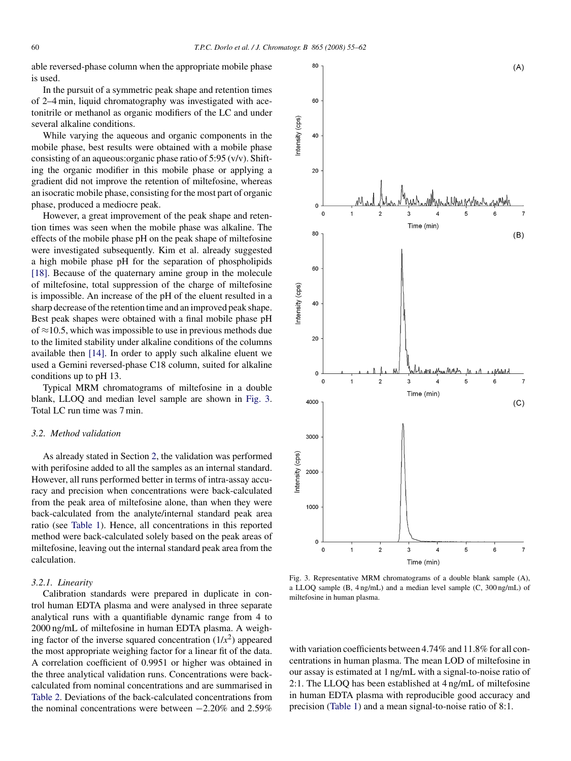able reversed-phase column when the appropriate mobile phase is used.

In the pursuit of a symmetric peak shape and retention times of 2–4 min, liquid chromatography was investigated with acetonitrile or methanol as organic modifiers of the LC and under several alkaline conditions.

While varying the aqueous and organic components in the mobile phase, best results were obtained with a mobile phase consisting of an aqueous:organic phase ratio of 5:95 (v/v). Shifting the organic modifier in this mobile phase or applying a gradient did not improve the retention of miltefosine, whereas an isocratic mobile phase, consisting for the most part of organic phase, produced a mediocre peak.

However, a great improvement of the peak shape and retention times was seen when the mobile phase was alkaline. The effects of the mobile phase pH on the peak shape of miltefosine were investigated subsequently. Kim et al. already suggested a high mobile phase pH for the separation of phospholipids [18]. Because of the quaternary amine group in the molecule of miltefosine, total suppression of the charge of miltefosine is impossible. An increase of the pH of the eluent resulted in a sharp decrease of the retention time and an improved peak shape. Best peak shapes were obtained with a final mobile phase pH of ≈10.5, which was impossible to use in previous methods due to the limited stability under alkaline conditions of the columns available then [14]. In order to apply such alkaline eluent we used a Gemini reversed-phase C18 column, suited for alkaline conditions up to pH 13.

Typical MRM chromatograms of miltefosine in a double blank, LLOQ and median level sample are shown in Fig. 3. Total LC run time was 7 min.

### 3.2. Method validation

As already stated in Section 2, the validation was performed with perifosine added to all the samples as an internal standard. However, all runs performed better in terms of intra-assay accuracy and precision when concentrations were back-calculated from the peak area of miltefosine alone, than when they were back-calculated from the analyte/internal standard peak area ratio (see Table 1). Hence, all concentrations in this reported method were back-calculated solely based on the peak areas of miltefosine, leaving out the internal standard peak area from the calculation.

#### 3.2.1. Linearity

Calibration standards were prepared in duplicate in control human EDTA plasma and were analysed in three separate analytical runs with a quantifiable dynamic range from 4 to 2000 ng/mL of miltefosine in human EDTA plasma. A weighing factor of the inverse squared concentration ($1/x^2$) appeared the most appropriate weighing factor for a linear fit of the data. A correlation coefficient of 0.9951 or higher was obtained in the three analytical validation runs. Concentrations were back-calculated from nominal concentrations and are summarised in Table 2. Deviations of the back-calculated concentrations from the nominal concentrations were between −2.20% and 2.59% with variation coefficients between 4.74% and 11.8% for all concentrations in human plasma. The mean LOD of miltefosine in our assay is estimated at 1 ng/mL with a signal-to-noise ratio of 2:1. The LLOQ has been established at 4 ng/mL of miltefosine in human EDTA plasma with reproducible good accuracy and precision (Table 1) and a mean signal-to-noise ratio of 8:1.

Fig. 3. Representative MRM chromatograms of a double blank sample (A), a LLOQ sample (B, 4 ng/mL) and a median level sample (C, 300 ng/mL) of miltefosine in human plasma.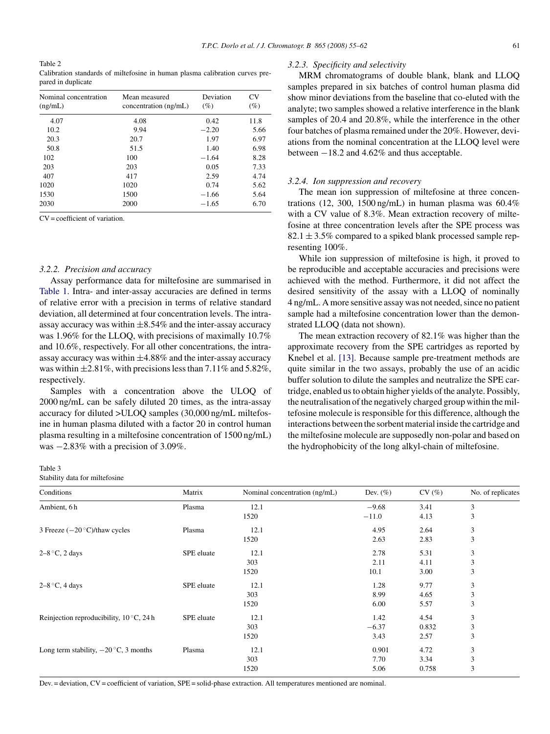Table 2
Calibration standards of miltefosine in human plasma calibration curves prepared in duplicate

| Nominal concentration (ng/mL) | Mean measured concentration (ng/mL) | Deviation (%) | CV (%) |
|---|---|---|---|
| 4.07 | 4.08 | 0.42 | 11.8 |
| 10.2 | 9.94 | −2.20 | 5.66 |
| 20.3 | 20.7 | 1.97 | 6.97 |
| 50.8 | 51.5 | 1.40 | 6.98 |
| 102 | 100 | −1.64 | 8.28 |
| 203 | 203 | 0.05 | 7.33 |
| 407 | 417 | 2.59 | 4.74 |
| 1020 | 1020 | 0.74 | 5.62 |
| 1530 | 1500 | −1.66 | 5.64 |
| 2030 | 2000 | −1.65 | 6.70 |

CV = coefficient of variation.

### 3.2.2. Precision and accuracy

Assay performance data for miltefosine are summarised in Table 1. Intra- and inter-assay accuracies are defined in terms of relative error with a precision in terms of relative standard deviation, all determined at four concentration levels. The intra-assay accuracy was within ±8.54% and the inter-assay accuracy was 1.96% for the LLOQ, with precisions of maximally 10.7% and 10.6%, respectively. For all other concentrations, the intra-assay accuracy was within ±4.88% and the inter-assay accuracy was within ±2.81%, with precisions less than 7.11% and 5.82%, respectively.

Samples with a concentration above the ULOQ of 2000 ng/mL can be safely diluted 20 times, as the intra-assay accuracy for diluted >ULOQ samples (30,000 ng/mL miltefosine in human plasma diluted with a factor 20 in control human plasma resulting in a miltefosine concentration of 1500 ng/mL) was −2.83% with a precision of 3.09%.

### 3.2.3. Specificity and selectivity

MRM chromatograms of double blank, blank and LLOQ samples prepared in six batches of control human plasma did show minor deviations from the baseline that co-eluted with the analyte; two samples showed a relative interference in the blank samples of 20.4 and 20.8%, while the interference in the other four batches of plasma remained under the 20%. However, deviations from the nominal concentration at the LLOQ level were between −18.2 and 4.62% and thus acceptable.

### 3.2.4. Ion suppression and recovery

The mean ion suppression of miltefosine at three concentrations (12, 300, 1500 ng/mL) in human plasma was 60.4% with a CV value of 8.3%. Mean extraction recovery of miltefosine at three concentration levels after the SPE process was 82.1 ± 3.5% compared to a spiked blank processed sample representing 100%.

While ion suppression of miltefosine is high, it proved to be reproducible and acceptable accuracies and precisions were achieved with the method. Furthermore, it did not affect the desired sensitivity of the assay with a LLOQ of nominally 4 ng/mL. A more sensitive assay was not needed, since no patient sample had a miltefosine concentration lower than the demonstrated LLOQ (data not shown).

The mean extraction recovery of 82.1% was higher than the approximate recovery from the SPE cartridges as reported by Knebel et al. [13]. Because sample pre-treatment methods are quite similar in the two assays, probably the use of an acidic buffer solution to dilute the samples and neutralize the SPE cartridge, enabled us to obtain higher yields of the analyte. Possibly, the neutralisation of the negatively charged group within the miltefosine molecule is responsible for this difference, although the interactions between the sorbent material inside the cartridge and the miltefosine molecule are supposedly non-polar and based on the hydrophobicity of the long alkyl-chain of miltefosine.

Table 3
Stability data for miltefosine

| Conditions | Matrix | Nominal concentration (ng/mL) | Dev. (%) | CV (%) | No. of replicates |
|---|---|---|---|---|---|
| Ambient, 6 h | Plasma | 12.1 | −9.68 | 3.41 | 3 |
| | | 1520 | −11.0 | 4.13 | 3 |
| 3 Freeze (−20 °C)/thaw cycles | Plasma | 12.1 | 4.95 | 2.64 | 3 |
| | | 1520 | 2.63 | 2.83 | 3 |
| 2–8 °C, 2 days | SPE eluate | 12.1 | 2.78 | 5.31 | 3 |
| | | 303 | 2.11 | 4.11 | 3 |
| | | 1520 | 10.1 | 3.00 | 3 |
| 2–8 °C, 4 days | SPE eluate | 12.1 | 1.28 | 9.77 | 3 |
| | | 303 | 8.99 | 4.65 | 3 |
| | | 1520 | 6.00 | 5.57 | 3 |
| Reinjection reproducibility, 10 °C, 24 h | SPE eluate | 12.1 | 1.42 | 4.54 | 3 |
| | | 303 | −6.37 | 0.832 | 3 |
| | | 1520 | 3.43 | 2.57 | 3 |
| Long term stability, −20 °C, 3 months | Plasma | 12.1 | 0.901 | 4.72 | 3 |
| | | 303 | 7.70 | 3.34 | 3 |
| | | 1520 | 5.06 | 0.758 | 3 |

Dev. = deviation, CV = coefficient of variation, SPE = solid-phase extraction. All temperatures mentioned are nominal.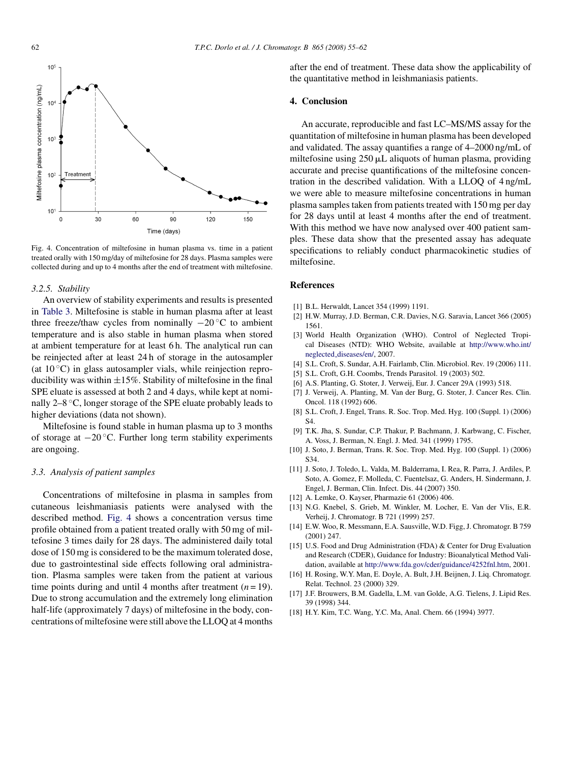$10^5$

$10^4$

$10^3$

$10^2$

$10^1$

Miltefosine plasma concentration (ng/mL)

Treatment

0 30 60 90 120 150

Time (days)

Fig. 4. Concentration of miltefosine in human plasma vs. time in a patient treated orally with 150 mg/day of miltefosine for 28 days. Plasma samples were collected during and up to 4 months after the end of treatment with miltefosine.

### 3.2.5. Stability

An overview of stability experiments and results is presented in Table 3. Miltefosine is stable in human plasma after at least three freeze/thaw cycles from nominally −20 °C to ambient temperature and is also stable in human plasma when stored at ambient temperature for at least 6 h. The analytical run can be reinjected after at least 24 h of storage in the autosampler (at 10 °C) in glass autosampler vials, while reinjection reproducibility was within ±15%. Stability of miltefosine in the final SPE eluate is assessed at both 2 and 4 days, while kept at nominally 2–8 °C, longer storage of the SPE eluate probably leads to higher deviations (data not shown).

Miltefosine is found stable in human plasma up to 3 months of storage at −20 °C. Further long term stability experiments are ongoing.

## 3.3. Analysis of patient samples

Concentrations of miltefosine in plasma in samples from cutaneous leishmaniasis patients were analysed with the described method. Fig. 4 shows a concentration versus time profile obtained from a patient treated orally with 50 mg of miltefosine 3 times daily for 28 days. The administered daily total dose of 150 mg is considered to be the maximum tolerated dose, due to gastrointestinal side effects following oral administration. Plasma samples were taken from the patient at various time points during and until 4 months after treatment ($n = 19$). Due to strong accumulation and the extremely long elimination half-life (approximately 7 days) of miltefosine in the body, concentrations of miltefosine were still above the LLOQ at 4 months after the end of treatment. These data show the applicability of the quantitative method in leishmaniasis patients.

# 4. Conclusion

An accurate, reproducible and fast LC–MS/MS assay for the quantitation of miltefosine in human plasma has been developed and validated. The assay quantifies a range of 4–2000 ng/mL of miltefosine using 250 μL aliquots of human plasma, providing accurate and precise quantifications of the miltefosine concentration in the described validation. With a LLOQ of 4 ng/mL we were able to measure miltefosine concentrations in human plasma samples taken from patients treated with 150 mg per day for 28 days until at least 4 months after the end of treatment. With this method we have now analysed over 400 patient samples. These data show that the presented assay has adequate specifications to reliably conduct pharmacokinetic studies of miltefosine.

# References

[1] B.L. Herwaldt, Lancet 354 (1999) 1191.

[2] H.W. Murray, J.D. Berman, C.R. Davies, N.G. Saravia, Lancet 366 (2005) 1561.

[3] World Health Organization (WHO). Control of Neglected Tropical Diseases (NTD): WHO Website, available at http://www.who.int/neglected_diseases/en/, 2007.

[4] S.L. Croft, S. Sundar, A.H. Fairlamb, Clin. Microbiol. Rev. 19 (2006) 111.

[5] S.L. Croft, G.H. Coombs, Trends Parasitol. 19 (2003) 502.

[6] A.S. Planting, G. Stoter, J. Verweij, Eur. J. Cancer 29A (1993) 518.

[7] J. Verweij, A. Planting, M. Van der Burg, G. Stoter, J. Cancer Res. Clin. Oncol. 118 (1992) 606.

[8] S.L. Croft, J. Engel, Trans. R. Soc. Trop. Med. Hyg. 100 (Suppl. 1) (2006) S4.

[9] T.K. Jha, S. Sundar, C.P. Thakur, P. Bachmann, J. Karbwang, C. Fischer, A. Voss, J. Berman, N. Engl. J. Med. 341 (1999) 1795.

[10] J. Soto, J. Berman, Trans. R. Soc. Trop. Med. Hyg. 100 (Suppl. 1) (2006) S34.

[11] J. Soto, J. Toledo, L. Valda, M. Balderrama, I. Rea, R. Parra, J. Ardiles, P. Soto, A. Gomez, F. Molleda, C. Fuentelsaz, G. Anders, H. Sindermann, J. Engel, J. Berman, Clin. Infect. Dis. 44 (2007) 350.

[12] A. Lemke, O. Kayser, Pharmazie 61 (2006) 406.

[13] N.G. Knebel, S. Grieb, M. Winkler, M. Locher, E. Van der Vlis, E.R. Verheij, J. Chromatogr. B 721 (1999) 257.

[14] E.W. Woo, R. Messmann, E.A. Sausville, W.D. Figg, J. Chromatogr. B 759 (2001) 247.

[15] U.S. Food and Drug Administration (FDA) & Center for Drug Evaluation and Research (CDER), Guidance for Industry: Bioanalytical Method Validation, available at http://www.fda.gov/cder/guidance/4252fnl.htm, 2001.

[16] H. Rosing, W.Y. Man, E. Doyle, A. Bult, J.H. Beijnen, J. Liq. Chromatogr. Relat. Technol. 23 (2000) 329.

[17] J.F. Brouwers, B.M. Gadella, L.M. van Golde, A.G. Tielens, J. Lipid Res. 39 (1998) 344.

[18] H.Y. Kim, T.C. Wang, Y.C. Ma, Anal. Chem. 66 (1994) 3977.